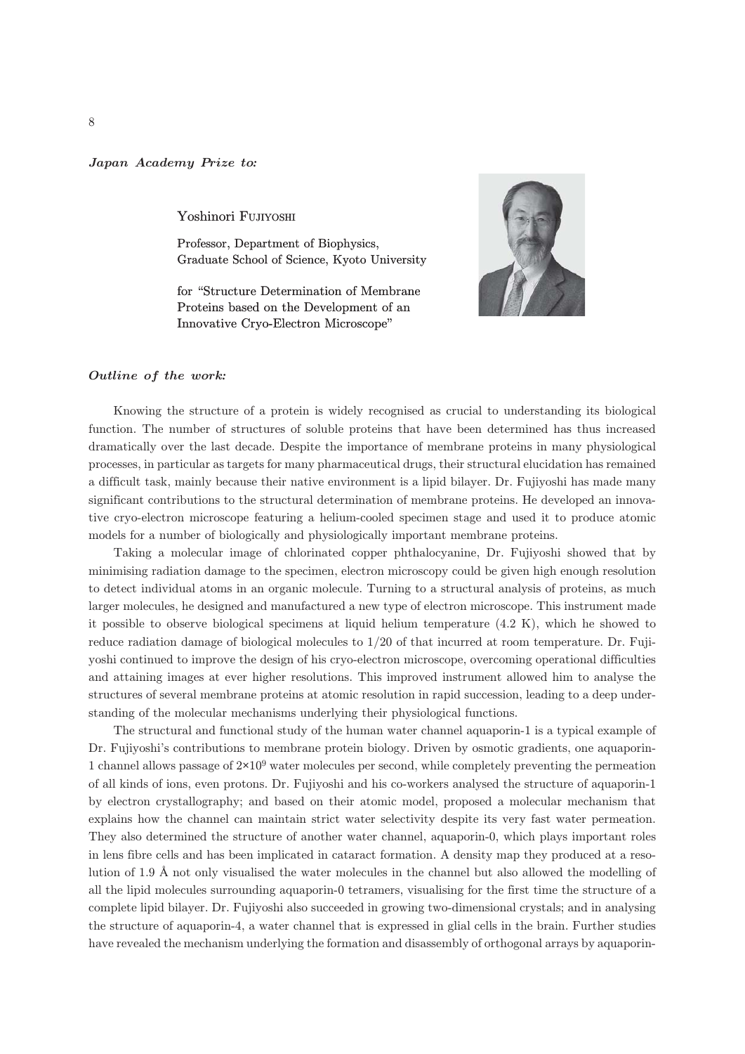*Japan Academy Prize to:*

Yoshinori Fujiyoshi

Professor, Department of Biophysics,
Graduate School of Science, Kyoto University

for "Structure Determination of Membrane Proteins based on the Development of an Innovative Cryo-Electron Microscope"

*Outline of the work:*

Knowing the structure of a protein is widely recognised as crucial to understanding its biological function. The number of structures of soluble proteins that have been determined has thus increased dramatically over the last decade. Despite the importance of membrane proteins in many physiological processes, in particular as targets for many pharmaceutical drugs, their structural elucidation has remained a difficult task, mainly because their native environment is a lipid bilayer. Dr. Fujiyoshi has made many significant contributions to the structural determination of membrane proteins. He developed an innovative cryo-electron microscope featuring a helium-cooled specimen stage and used it to produce atomic models for a number of biologically and physiologically important membrane proteins.

Taking a molecular image of chlorinated copper phthalocyanine, Dr. Fujiyoshi showed that by minimising radiation damage to the specimen, electron microscopy could be given high enough resolution to detect individual atoms in an organic molecule. Turning to a structural analysis of proteins, as much larger molecules, he designed and manufactured a new type of electron microscope. This instrument made it possible to observe biological specimens at liquid helium temperature (4.2 K), which he showed to reduce radiation damage of biological molecules to 1/20 of that incurred at room temperature. Dr. Fujiyoshi continued to improve the design of his cryo-electron microscope, overcoming operational difficulties and attaining images at ever higher resolutions. This improved instrument allowed him to analyse the structures of several membrane proteins at atomic resolution in rapid succession, leading to a deep understanding of the molecular mechanisms underlying their physiological functions.

The structural and functional study of the human water channel aquaporin-1 is a typical example of Dr. Fujiyoshi's contributions to membrane protein biology. Driven by osmotic gradients, one aquaporin-1 channel allows passage of $2\times10^9$ water molecules per second, while completely preventing the permeation of all kinds of ions, even protons. Dr. Fujiyoshi and his co-workers analysed the structure of aquaporin-1 by electron crystallography; and based on their atomic model, proposed a molecular mechanism that explains how the channel can maintain strict water selectivity despite its very fast water permeation. They also determined the structure of another water channel, aquaporin-0, which plays important roles in lens fibre cells and has been implicated in cataract formation. A density map they produced at a resolution of 1.9 Å not only visualised the water molecules in the channel but also allowed the modelling of all the lipid molecules surrounding aquaporin-0 tetramers, visualising for the first time the structure of a complete lipid bilayer. Dr. Fujiyoshi also succeeded in growing two-dimensional crystals; and in analysing the structure of aquaporin-4, a water channel that is expressed in glial cells in the brain. Further studies have revealed the mechanism underlying the formation and disassembly of orthogonal arrays by aquaporin-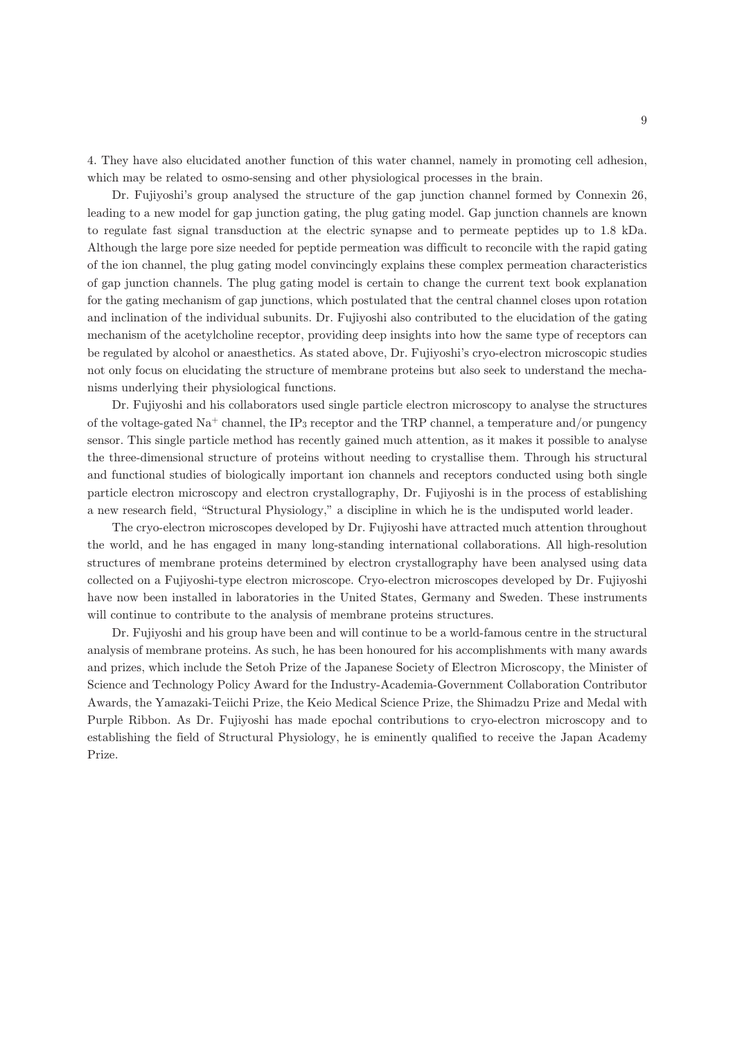4. They have also elucidated another function of this water channel, namely in promoting cell adhesion, which may be related to osmo-sensing and other physiological processes in the brain.

Dr. Fujiyoshi's group analysed the structure of the gap junction channel formed by Connexin 26, leading to a new model for gap junction gating, the plug gating model. Gap junction channels are known to regulate fast signal transduction at the electric synapse and to permeate peptides up to 1.8 kDa. Although the large pore size needed for peptide permeation was difficult to reconcile with the rapid gating of the ion channel, the plug gating model convincingly explains these complex permeation characteristics of gap junction channels. The plug gating model is certain to change the current text book explanation for the gating mechanism of gap junctions, which postulated that the central channel closes upon rotation and inclination of the individual subunits. Dr. Fujiyoshi also contributed to the elucidation of the gating mechanism of the acetylcholine receptor, providing deep insights into how the same type of receptors can be regulated by alcohol or anaesthetics. As stated above, Dr. Fujiyoshi's cryo-electron microscopic studies not only focus on elucidating the structure of membrane proteins but also seek to understand the mechanisms underlying their physiological functions.

Dr. Fujiyoshi and his collaborators used single particle electron microscopy to analyse the structures of the voltage-gated $Na^+$ channel, the $IP_3$ receptor and the TRP channel, a temperature and/or pungency sensor. This single particle method has recently gained much attention, as it makes it possible to analyse the three-dimensional structure of proteins without needing to crystallise them. Through his structural and functional studies of biologically important ion channels and receptors conducted using both single particle electron microscopy and electron crystallography, Dr. Fujiyoshi is in the process of establishing a new research field, "Structural Physiology," a discipline in which he is the undisputed world leader.

The cryo-electron microscopes developed by Dr. Fujiyoshi have attracted much attention throughout the world, and he has engaged in many long-standing international collaborations. All high-resolution structures of membrane proteins determined by electron crystallography have been analysed using data collected on a Fujiyoshi-type electron microscope. Cryo-electron microscopes developed by Dr. Fujiyoshi have now been installed in laboratories in the United States, Germany and Sweden. These instruments will continue to contribute to the analysis of membrane proteins structures.

Dr. Fujiyoshi and his group have been and will continue to be a world-famous centre in the structural analysis of membrane proteins. As such, he has been honoured for his accomplishments with many awards and prizes, which include the Setoh Prize of the Japanese Society of Electron Microscopy, the Minister of Science and Technology Policy Award for the Industry-Academia-Government Collaboration Contributor Awards, the Yamazaki-Teiichi Prize, the Keio Medical Science Prize, the Shimadzu Prize and Medal with Purple Ribbon. As Dr. Fujiyoshi has made epochal contributions to cryo-electron microscopy and to establishing the field of Structural Physiology, he is eminently qualified to receive the Japan Academy Prize.